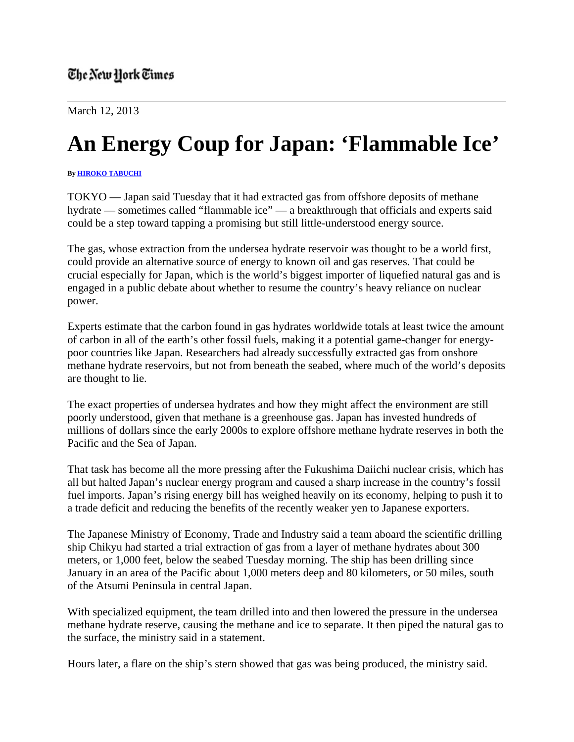The New York Times

March 12, 2013

# An Energy Coup for Japan: 'Flammable Ice'

By HIROKO TABUCHI

TOKYO — Japan said Tuesday that it had extracted gas from offshore deposits of methane hydrate — sometimes called "flammable ice" — a breakthrough that officials and experts said could be a step toward tapping a promising but still little-understood energy source.

The gas, whose extraction from the undersea hydrate reservoir was thought to be a world first, could provide an alternative source of energy to known oil and gas reserves. That could be crucial especially for Japan, which is the world's biggest importer of liquefied natural gas and is engaged in a public debate about whether to resume the country's heavy reliance on nuclear power.

Experts estimate that the carbon found in gas hydrates worldwide totals at least twice the amount of carbon in all of the earth's other fossil fuels, making it a potential game-changer for energy-poor countries like Japan. Researchers had already successfully extracted gas from onshore methane hydrate reservoirs, but not from beneath the seabed, where much of the world's deposits are thought to lie.

The exact properties of undersea hydrates and how they might affect the environment are still poorly understood, given that methane is a greenhouse gas. Japan has invested hundreds of millions of dollars since the early 2000s to explore offshore methane hydrate reserves in both the Pacific and the Sea of Japan.

That task has become all the more pressing after the Fukushima Daiichi nuclear crisis, which has all but halted Japan's nuclear energy program and caused a sharp increase in the country's fossil fuel imports. Japan's rising energy bill has weighed heavily on its economy, helping to push it to a trade deficit and reducing the benefits of the recently weaker yen to Japanese exporters.

The Japanese Ministry of Economy, Trade and Industry said a team aboard the scientific drilling ship Chikyu had started a trial extraction of gas from a layer of methane hydrates about 300 meters, or 1,000 feet, below the seabed Tuesday morning. The ship has been drilling since January in an area of the Pacific about 1,000 meters deep and 80 kilometers, or 50 miles, south of the Atsumi Peninsula in central Japan.

With specialized equipment, the team drilled into and then lowered the pressure in the undersea methane hydrate reserve, causing the methane and ice to separate. It then piped the natural gas to the surface, the ministry said in a statement.

Hours later, a flare on the ship's stern showed that gas was being produced, the ministry said.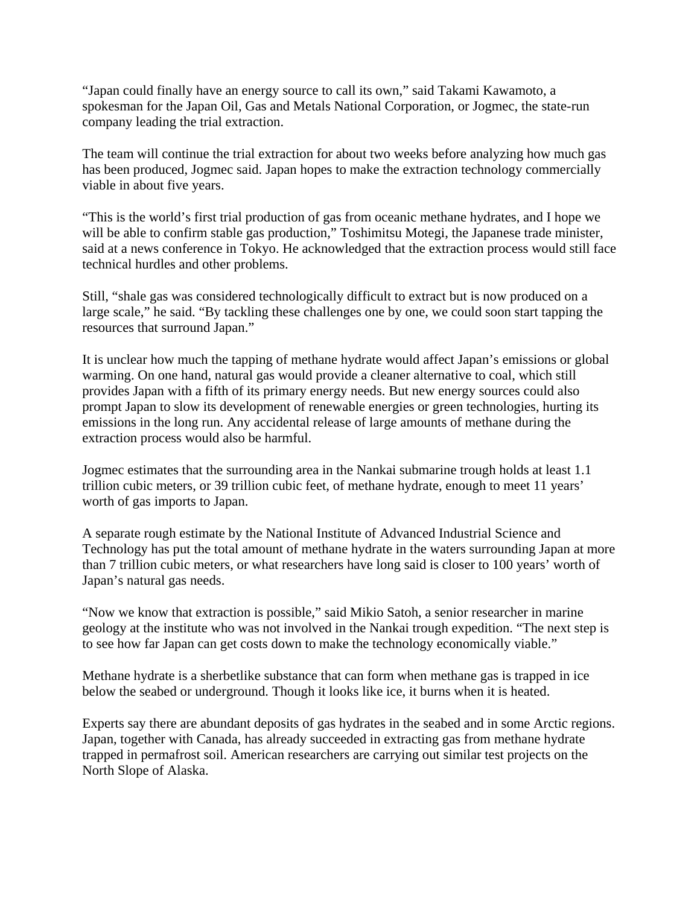"Japan could finally have an energy source to call its own," said Takami Kawamoto, a spokesman for the Japan Oil, Gas and Metals National Corporation, or Jogmec, the state-run company leading the trial extraction.

The team will continue the trial extraction for about two weeks before analyzing how much gas has been produced, Jogmec said. Japan hopes to make the extraction technology commercially viable in about five years.

"This is the world's first trial production of gas from oceanic methane hydrates, and I hope we will be able to confirm stable gas production," Toshimitsu Motegi, the Japanese trade minister, said at a news conference in Tokyo. He acknowledged that the extraction process would still face technical hurdles and other problems.

Still, "shale gas was considered technologically difficult to extract but is now produced on a large scale," he said. "By tackling these challenges one by one, we could soon start tapping the resources that surround Japan."

It is unclear how much the tapping of methane hydrate would affect Japan's emissions or global warming. On one hand, natural gas would provide a cleaner alternative to coal, which still provides Japan with a fifth of its primary energy needs. But new energy sources could also prompt Japan to slow its development of renewable energies or green technologies, hurting its emissions in the long run. Any accidental release of large amounts of methane during the extraction process would also be harmful.

Jogmec estimates that the surrounding area in the Nankai submarine trough holds at least 1.1 trillion cubic meters, or 39 trillion cubic feet, of methane hydrate, enough to meet 11 years' worth of gas imports to Japan.

A separate rough estimate by the National Institute of Advanced Industrial Science and Technology has put the total amount of methane hydrate in the waters surrounding Japan at more than 7 trillion cubic meters, or what researchers have long said is closer to 100 years' worth of Japan's natural gas needs.

"Now we know that extraction is possible," said Mikio Satoh, a senior researcher in marine geology at the institute who was not involved in the Nankai trough expedition. "The next step is to see how far Japan can get costs down to make the technology economically viable."

Methane hydrate is a sherbetlike substance that can form when methane gas is trapped in ice below the seabed or underground. Though it looks like ice, it burns when it is heated.

Experts say there are abundant deposits of gas hydrates in the seabed and in some Arctic regions. Japan, together with Canada, has already succeeded in extracting gas from methane hydrate trapped in permafrost soil. American researchers are carrying out similar test projects on the North Slope of Alaska.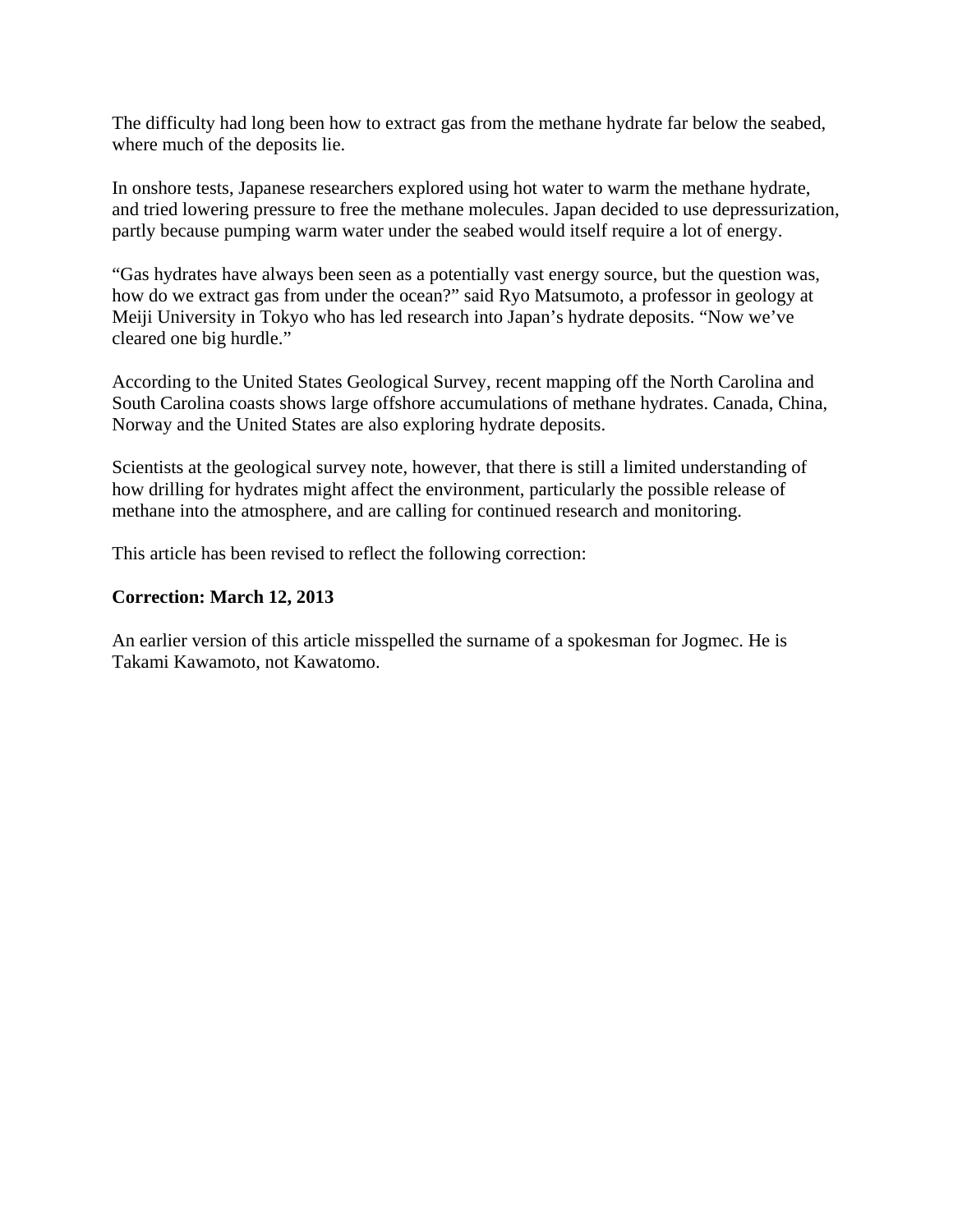The difficulty had long been how to extract gas from the methane hydrate far below the seabed, where much of the deposits lie.

In onshore tests, Japanese researchers explored using hot water to warm the methane hydrate, and tried lowering pressure to free the methane molecules. Japan decided to use depressurization, partly because pumping warm water under the seabed would itself require a lot of energy.

“Gas hydrates have always been seen as a potentially vast energy source, but the question was, how do we extract gas from under the ocean?” said Ryo Matsumoto, a professor in geology at Meiji University in Tokyo who has led research into Japan’s hydrate deposits. “Now we’ve cleared one big hurdle.”

According to the United States Geological Survey, recent mapping off the North Carolina and South Carolina coasts shows large offshore accumulations of methane hydrates. Canada, China, Norway and the United States are also exploring hydrate deposits.

Scientists at the geological survey note, however, that there is still a limited understanding of how drilling for hydrates might affect the environment, particularly the possible release of methane into the atmosphere, and are calling for continued research and monitoring.

This article has been revised to reflect the following correction:

**Correction: March 12, 2013**

An earlier version of this article misspelled the surname of a spokesman for Jogmec. He is Takami Kawamoto, not Kawatomo.